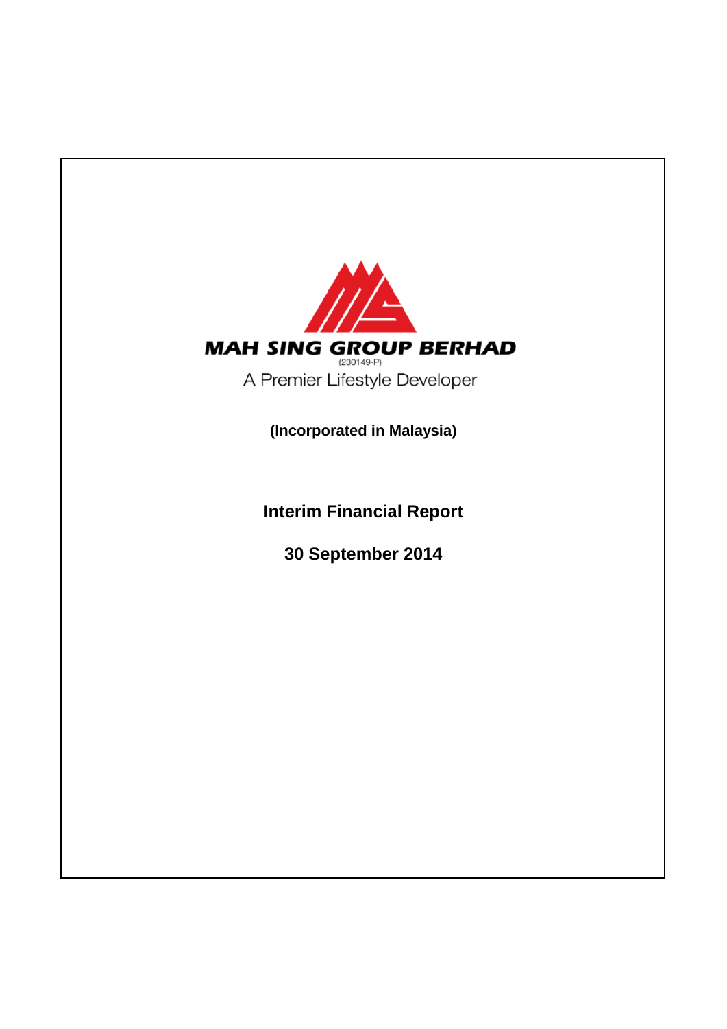**MAH SING GROUP BERHAD**

(230149-P)

A Premier Lifestyle Developer

**(Incorporated in Malaysia)**

# Interim Financial Report

## 30 September 2014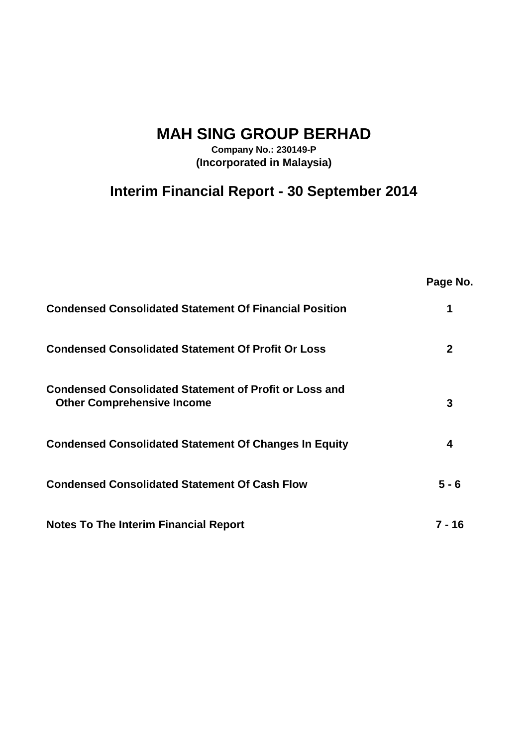# MAH SING GROUP BERHAD

**Company No.: 230149-P**
**(Incorporated in Malaysia)**

## Interim Financial Report - 30 September 2014

| | Page No. |
|---|---|
| **Condensed Consolidated Statement Of Financial Position** | **1** |
| **Condensed Consolidated Statement Of Profit Or Loss** | **2** |
| **Condensed Consolidated Statement of Profit or Loss and Other Comprehensive Income** | **3** |
| **Condensed Consolidated Statement Of Changes In Equity** | **4** |
| **Condensed Consolidated Statement Of Cash Flow** | **5 - 6** |
| **Notes To The Interim Financial Report** | **7 - 16** |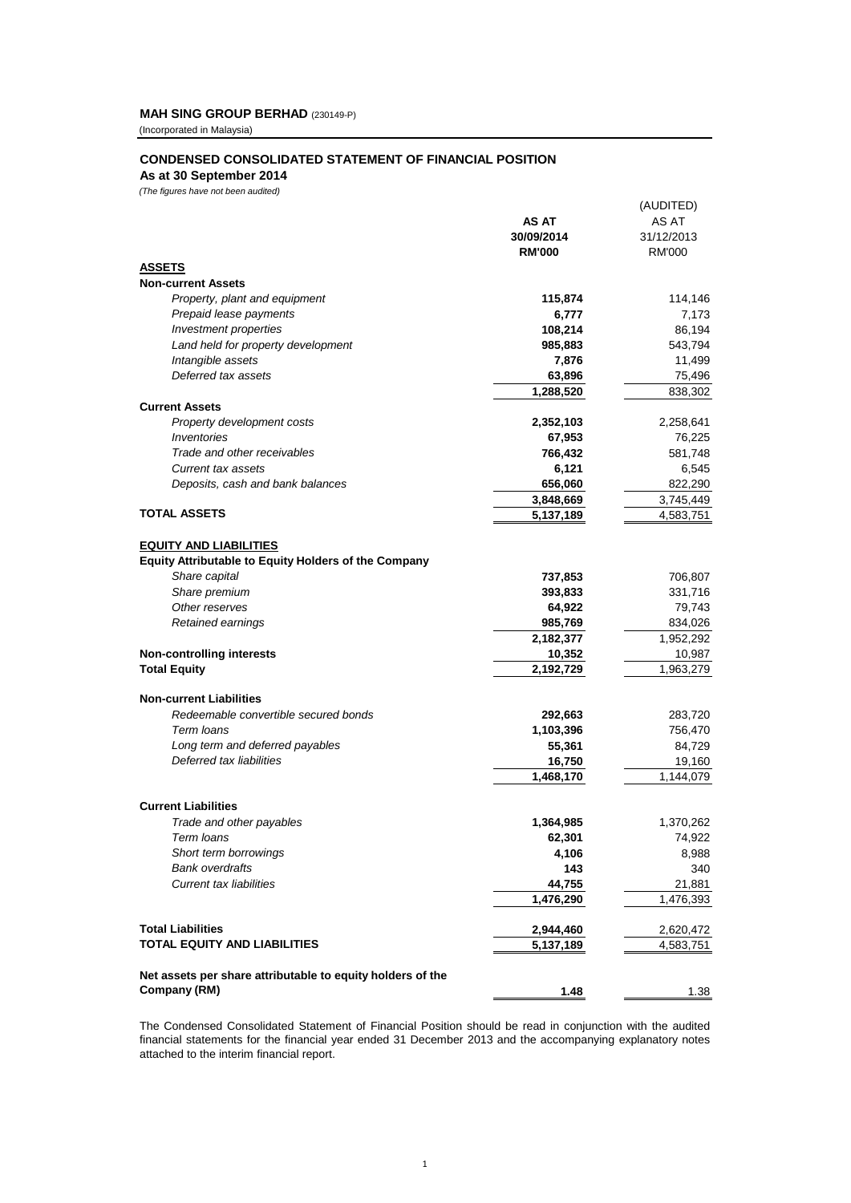**MAH SING GROUP BERHAD** (230149-P)
(Incorporated in Malaysia)

## CONDENSED CONSOLIDATED STATEMENT OF FINANCIAL POSITION

**As at 30 September 2014**

*(The figures have not been audited)*

| | **AS AT 30/09/2014 RM'000** | (AUDITED) AS AT 31/12/2013 RM'000 |
|---|---|---|
| **ASSETS** | | |
| **Non-current Assets** | | |
| *Property, plant and equipment* | **115,874** | 114,146 |
| *Prepaid lease payments* | **6,777** | 7,173 |
| *Investment properties* | **108,214** | 86,194 |
| *Land held for property development* | **985,883** | 543,794 |
| *Intangible assets* | **7,876** | 11,499 |
| *Deferred tax assets* | **63,896** | 75,496 |
| | **1,288,520** | 838,302 |
| **Current Assets** | | |
| *Property development costs* | **2,352,103** | 2,258,641 |
| *Inventories* | **67,953** | 76,225 |
| *Trade and other receivables* | **766,432** | 581,748 |
| *Current tax assets* | **6,121** | 6,545 |
| *Deposits, cash and bank balances* | **656,060** | 822,290 |
| | **3,848,669** | 3,745,449 |
| **TOTAL ASSETS** | **5,137,189** | 4,583,751 |
| | | |
| **EQUITY AND LIABILITIES** | | |
| **Equity Attributable to Equity Holders of the Company** | | |
| *Share capital* | **737,853** | 706,807 |
| *Share premium* | **393,833** | 331,716 |
| *Other reserves* | **64,922** | 79,743 |
| *Retained earnings* | **985,769** | 834,026 |
| | **2,182,377** | 1,952,292 |
| **Non-controlling interests** | **10,352** | 10,987 |
| **Total Equity** | **2,192,729** | 1,963,279 |
| | | |
| **Non-current Liabilities** | | |
| *Redeemable convertible secured bonds* | **292,663** | 283,720 |
| *Term loans* | **1,103,396** | 756,470 |
| *Long term and deferred payables* | **55,361** | 84,729 |
| *Deferred tax liabilities* | **16,750** | 19,160 |
| | **1,468,170** | 1,144,079 |
| | | |
| **Current Liabilities** | | |
| *Trade and other payables* | **1,364,985** | 1,370,262 |
| *Term loans* | **62,301** | 74,922 |
| *Short term borrowings* | **4,106** | 8,988 |
| *Bank overdrafts* | **143** | 340 |
| *Current tax liabilities* | **44,755** | 21,881 |
| | **1,476,290** | 1,476,393 |
| | | |
| **Total Liabilities** | **2,944,460** | 2,620,472 |
| **TOTAL EQUITY AND LIABILITIES** | **5,137,189** | 4,583,751 |
| | | |
| **Net assets per share attributable to equity holders of the Company (RM)** | **1.48** | 1.38 |

The Condensed Consolidated Statement of Financial Position should be read in conjunction with the audited financial statements for the financial year ended 31 December 2013 and the accompanying explanatory notes attached to the interim financial report.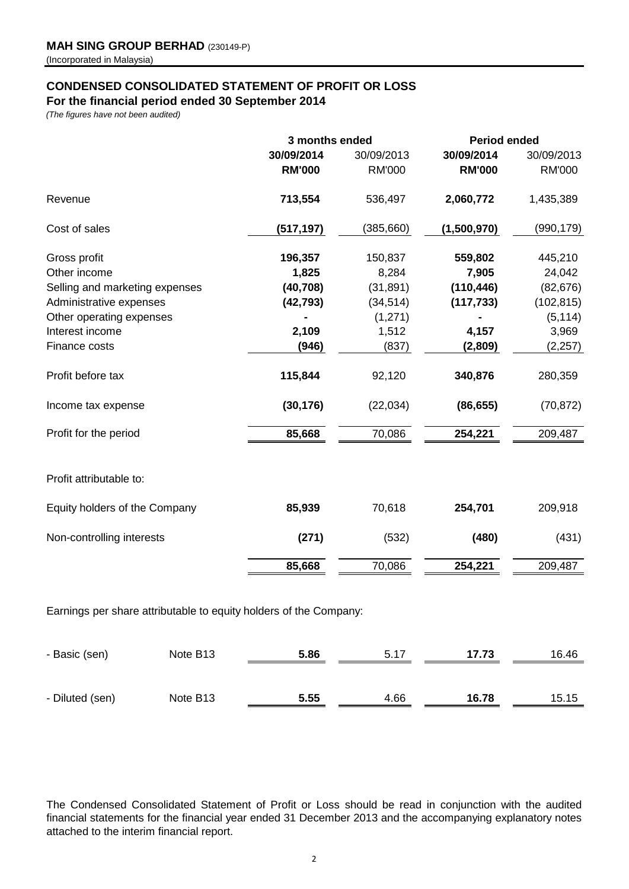**MAH SING GROUP BERHAD** (230149-P)
(Incorporated in Malaysia)

## CONDENSED CONSOLIDATED STATEMENT OF PROFIT OR LOSS
### For the financial period ended 30 September 2014
*(The figures have not been audited)*

| | | 3 months ended | | Period ended | |
|---|---|---|---|---|---|
| | | **30/09/2014** | 30/09/2013 | **30/09/2014** | 30/09/2013 |
| | | **RM'000** | RM'000 | **RM'000** | RM'000 |
| Revenue | | **713,554** | 536,497 | **2,060,772** | 1,435,389 |
| Cost of sales | | **(517,197)** | (385,660) | **(1,500,970)** | (990,179) |
| Gross profit | | **196,357** | 150,837 | **559,802** | 445,210 |
| Other income | | **1,825** | 8,284 | **7,905** | 24,042 |
| Selling and marketing expenses | | **(40,708)** | (31,891) | **(110,446)** | (82,676) |
| Administrative expenses | | **(42,793)** | (34,514) | **(117,733)** | (102,815) |
| Other operating expenses | | **-** | (1,271) | **-** | (5,114) |
| Interest income | | **2,109** | 1,512 | **4,157** | 3,969 |
| Finance costs | | **(946)** | (837) | **(2,809)** | (2,257) |
| Profit before tax | | **115,844** | 92,120 | **340,876** | 280,359 |
| Income tax expense | | **(30,176)** | (22,034) | **(86,655)** | (70,872) |
| Profit for the period | | **85,668** | 70,086 | **254,221** | 209,487 |
| Profit attributable to: | | | | | |
| Equity holders of the Company | | **85,939** | 70,618 | **254,701** | 209,918 |
| Non-controlling interests | | **(271)** | (532) | **(480)** | (431) |
| | | **85,668** | 70,086 | **254,221** | 209,487 |
| Earnings per share attributable to equity holders of the Company: | | | | | |
| - Basic (sen) | Note B13 | **5.86** | 5.17 | **17.73** | 16.46 |
| - Diluted (sen) | Note B13 | **5.55** | 4.66 | **16.78** | 15.15 |

The Condensed Consolidated Statement of Profit or Loss should be read in conjunction with the audited financial statements for the financial year ended 31 December 2013 and the accompanying explanatory notes attached to the interim financial report.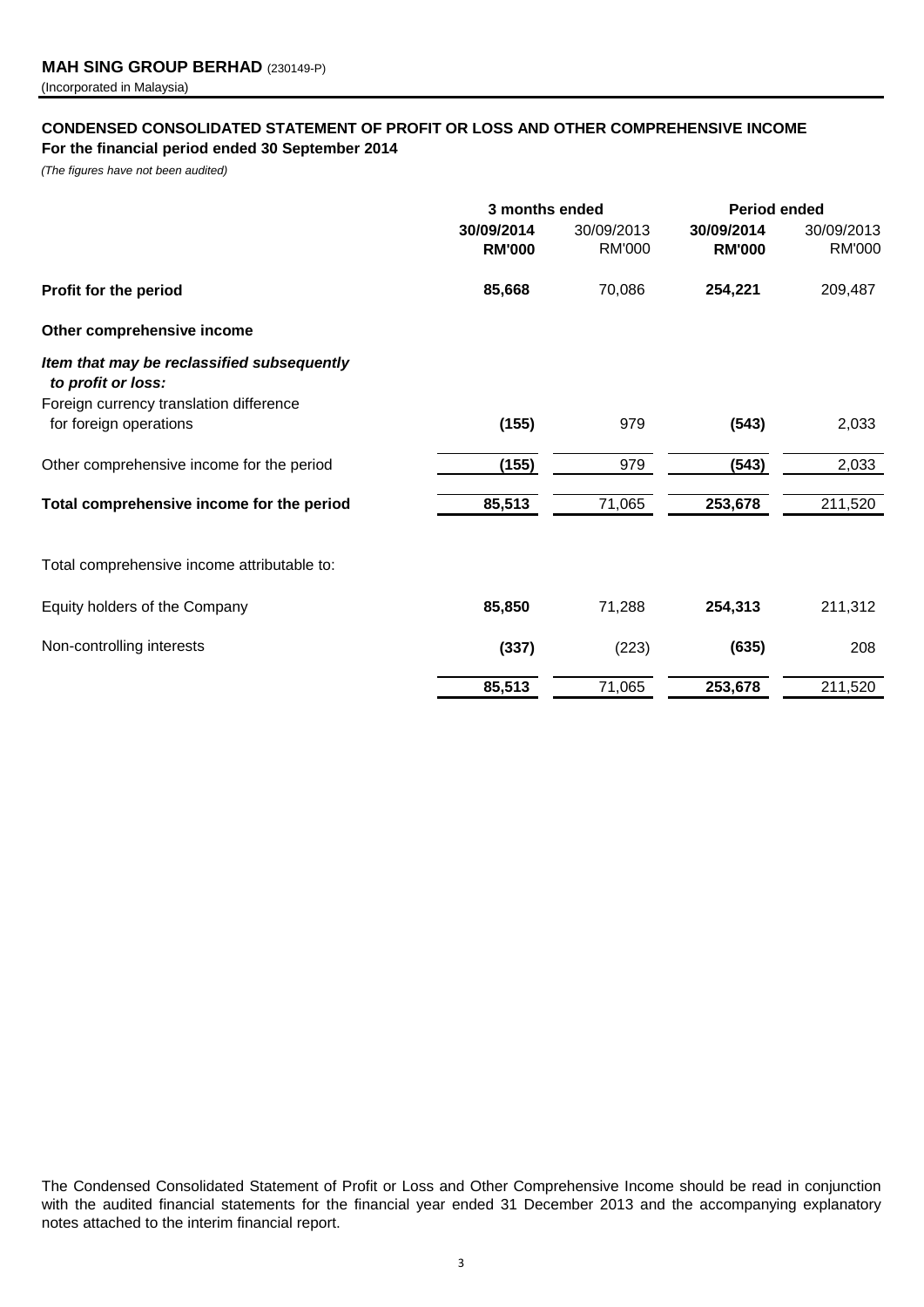**MAH SING GROUP BERHAD** (230149-P)
(Incorporated in Malaysia)

## CONDENSED CONSOLIDATED STATEMENT OF PROFIT OR LOSS AND OTHER COMPREHENSIVE INCOME
**For the financial period ended 30 September 2014**

*(The figures have not been audited)*

| | 3 months ended | | Period ended | |
|---|---|---|---|---|
| | **30/09/2014** | 30/09/2013 | **30/09/2014** | 30/09/2013 |
| | **RM'000** | RM'000 | **RM'000** | RM'000 |
| **Profit for the period** | **85,668** | 70,086 | **254,221** | 209,487 |
| **Other comprehensive income** | | | | |
| ***Item that may be reclassified subsequently to profit or loss:*** | | | | |
| Foreign currency translation difference for foreign operations | **(155)** | 979 | **(543)** | 2,033 |
| Other comprehensive income for the period | **(155)** | 979 | **(543)** | 2,033 |
| **Total comprehensive income for the period** | **85,513** | 71,065 | **253,678** | 211,520 |
| Total comprehensive income attributable to: | | | | |
| Equity holders of the Company | **85,850** | 71,288 | **254,313** | 211,312 |
| Non-controlling interests | **(337)** | (223) | **(635)** | 208 |
| | **85,513** | 71,065 | **253,678** | 211,520 |

The Condensed Consolidated Statement of Profit or Loss and Other Comprehensive Income should be read in conjunction with the audited financial statements for the financial year ended 31 December 2013 and the accompanying explanatory notes attached to the interim financial report.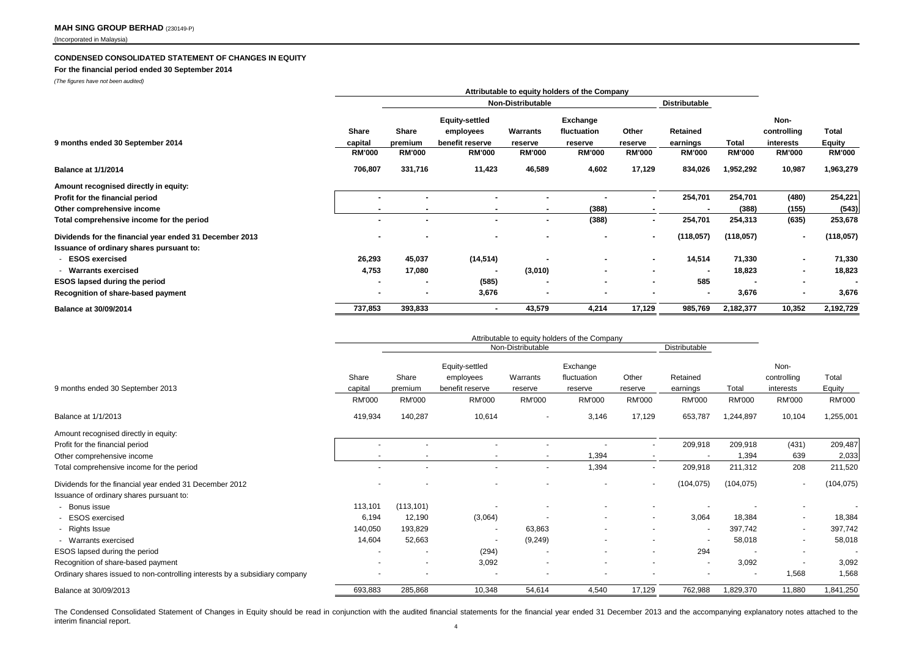**MAH SING GROUP BERHAD** (230149-P)

(Incorporated in Malaysia)

**CONDENSED CONSOLIDATED STATEMENT OF CHANGES IN EQUITY**

**For the financial period ended 30 September 2014**

*(The figures have not been audited)*

| | Attributable to equity holders of the Company | | | | | | | | | |
|---|---|---|---|---|---|---|---|---|---|---|
| | | Non-Distributable | | | | | Distributable | | | |
| **9 months ended 30 September 2014** | **Share capital** | **Share premium** | **Equity-settled employees benefit reserve** | **Warrants reserve** | **Exchange fluctuation reserve** | **Other reserve** | **Retained earnings** | **Total** | **Non-controlling interests** | **Total Equity** |
| | **RM'000** | **RM'000** | **RM'000** | **RM'000** | **RM'000** | **RM'000** | **RM'000** | **RM'000** | **RM'000** | **RM'000** |
| **Balance at 1/1/2014** | **706,807** | **331,716** | **11,423** | **46,589** | **4,602** | **17,129** | **834,026** | **1,952,292** | **10,987** | **1,963,279** |
| **Amount recognised directly in equity:** | | | | | | | | | | |
| **Profit for the financial period** | **-** | **-** | **-** | **-** | **-** | **-** | **254,701** | **254,701** | **(480)** | **254,221** |
| **Other comprehensive income** | **-** | **-** | **-** | **-** | **(388)** | **-** | **-** | **(388)** | **(155)** | **(543)** |
| **Total comprehensive income for the period** | **-** | **-** | **-** | **-** | **(388)** | **-** | **254,701** | **254,313** | **(635)** | **253,678** |
| **Dividends for the financial year ended 31 December 2013** | **-** | **-** | **-** | **-** | **-** | **-** | **(118,057)** | **(118,057)** | **-** | **(118,057)** |
| **Issuance of ordinary shares pursuant to:** | | | | | | | | | | |
| - **ESOS exercised** | **26,293** | **45,037** | **(14,514)** | **-** | **-** | **-** | **14,514** | **71,330** | **-** | **71,330** |
| - **Warrants exercised** | **4,753** | **17,080** | **-** | **(3,010)** | **-** | **-** | **-** | **18,823** | **-** | **18,823** |
| **ESOS lapsed during the period** | **-** | **-** | **(585)** | **-** | **-** | **-** | **585** | **-** | **-** | **-** |
| **Recognition of share-based payment** | **-** | **-** | **3,676** | **-** | **-** | **-** | **-** | **3,676** | **-** | **3,676** |
| **Balance at 30/09/2014** | **737,853** | **393,833** | **-** | **43,579** | **4,214** | **17,129** | **985,769** | **2,182,377** | **10,352** | **2,192,729** |

| | Attributable to equity holders of the Company | | | | | | | | | |
|---|---|---|---|---|---|---|---|---|---|---|
| | | Non-Distributable | | | | | Distributable | | | |
| 9 months ended 30 September 2013 | Share capital | Share premium | Equity-settled employees benefit reserve | Warrants reserve | Exchange fluctuation reserve | Other reserve | Retained earnings | Total | Non-controlling interests | Total Equity |
| | RM'000 | RM'000 | RM'000 | RM'000 | RM'000 | RM'000 | RM'000 | RM'000 | RM'000 | RM'000 |
| Balance at 1/1/2013 | 419,934 | 140,287 | 10,614 | - | 3,146 | 17,129 | 653,787 | 1,244,897 | 10,104 | 1,255,001 |
| Amount recognised directly in equity: | | | | | | | | | | |
| Profit for the financial period | - | - | - | - | - | - | 209,918 | 209,918 | (431) | 209,487 |
| Other comprehensive income | - | - | - | - | 1,394 | - | - | 1,394 | 639 | 2,033 |
| Total comprehensive income for the period | - | - | - | - | 1,394 | - | 209,918 | 211,312 | 208 | 211,520 |
| Dividends for the financial year ended 31 December 2012 | - | - | - | - | - | - | (104,075) | (104,075) | - | (104,075) |
| Issuance of ordinary shares pursuant to: | | | | | | | | | | |
| - Bonus issue | 113,101 | (113,101) | - | - | - | - | - | - | - | - |
| - ESOS exercised | 6,194 | 12,190 | (3,064) | - | - | - | 3,064 | 18,384 | - | 18,384 |
| - Rights Issue | 140,050 | 193,829 | - | 63,863 | - | - | - | 397,742 | - | 397,742 |
| - Warrants exercised | 14,604 | 52,663 | - | (9,249) | - | - | - | 58,018 | - | 58,018 |
| ESOS lapsed during the period | - | - | (294) | - | - | - | 294 | - | - | - |
| Recognition of share-based payment | - | - | 3,092 | - | - | - | - | 3,092 | - | 3,092 |
| Ordinary shares issued to non-controlling interests by a subsidiary company | - | - | - | - | - | - | - | - | 1,568 | 1,568 |
| Balance at 30/09/2013 | 693,883 | 285,868 | 10,348 | 54,614 | 4,540 | 17,129 | 762,988 | 1,829,370 | 11,880 | 1,841,250 |

The Condensed Consolidated Statement of Changes in Equity should be read in conjunction with the audited financial statements for the financial year ended 31 December 2013 and the accompanying explanatory notes attached to the interim financial report.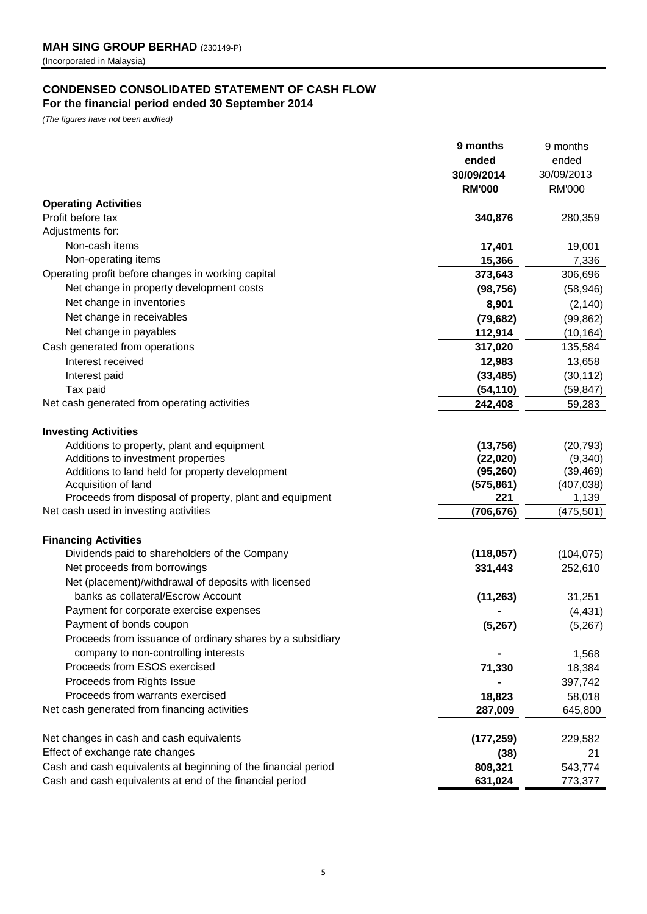**MAH SING GROUP BERHAD** (230149-P)
(Incorporated in Malaysia)

## CONDENSED CONSOLIDATED STATEMENT OF CASH FLOW
### For the financial period ended 30 September 2014

*(The figures have not been audited)*

| | **9 months ended 30/09/2014 RM'000** | 9 months ended 30/09/2013 RM'000 |
|---|---|---|
| **Operating Activities** | | |
| Profit before tax | **340,876** | 280,359 |
| Adjustments for: | | |
| Non-cash items | **17,401** | 19,001 |
| Non-operating items | **15,366** | 7,336 |
| Operating profit before changes in working capital | **373,643** | 306,696 |
| Net change in property development costs | **(98,756)** | (58,946) |
| Net change in inventories | **8,901** | (2,140) |
| Net change in receivables | **(79,682)** | (99,862) |
| Net change in payables | **112,914** | (10,164) |
| Cash generated from operations | **317,020** | 135,584 |
| Interest received | **12,983** | 13,658 |
| Interest paid | **(33,485)** | (30,112) |
| Tax paid | **(54,110)** | (59,847) |
| Net cash generated from operating activities | **242,408** | 59,283 |
| **Investing Activities** | | |
| Additions to property, plant and equipment | **(13,756)** | (20,793) |
| Additions to investment properties | **(22,020)** | (9,340) |
| Additions to land held for property development | **(95,260)** | (39,469) |
| Acquisition of land | **(575,861)** | (407,038) |
| Proceeds from disposal of property, plant and equipment | **221** | 1,139 |
| Net cash used in investing activities | **(706,676)** | (475,501) |
| **Financing Activities** | | |
| Dividends paid to shareholders of the Company | **(118,057)** | (104,075) |
| Net proceeds from borrowings | **331,443** | 252,610 |
| Net (placement)/withdrawal of deposits with licensed banks as collateral/Escrow Account | **(11,263)** | 31,251 |
| Payment for corporate exercise expenses | **-** | (4,431) |
| Payment of bonds coupon | **(5,267)** | (5,267) |
| Proceeds from issuance of ordinary shares by a subsidiary company to non-controlling interests | **-** | 1,568 |
| Proceeds from ESOS exercised | **71,330** | 18,384 |
| Proceeds from Rights Issue | **-** | 397,742 |
| Proceeds from warrants exercised | **18,823** | 58,018 |
| Net cash generated from financing activities | **287,009** | 645,800 |
| Net changes in cash and cash equivalents | **(177,259)** | 229,582 |
| Effect of exchange rate changes | **(38)** | 21 |
| Cash and cash equivalents at beginning of the financial period | **808,321** | 543,774 |
| Cash and cash equivalents at end of the financial period | **631,024** | 773,377 |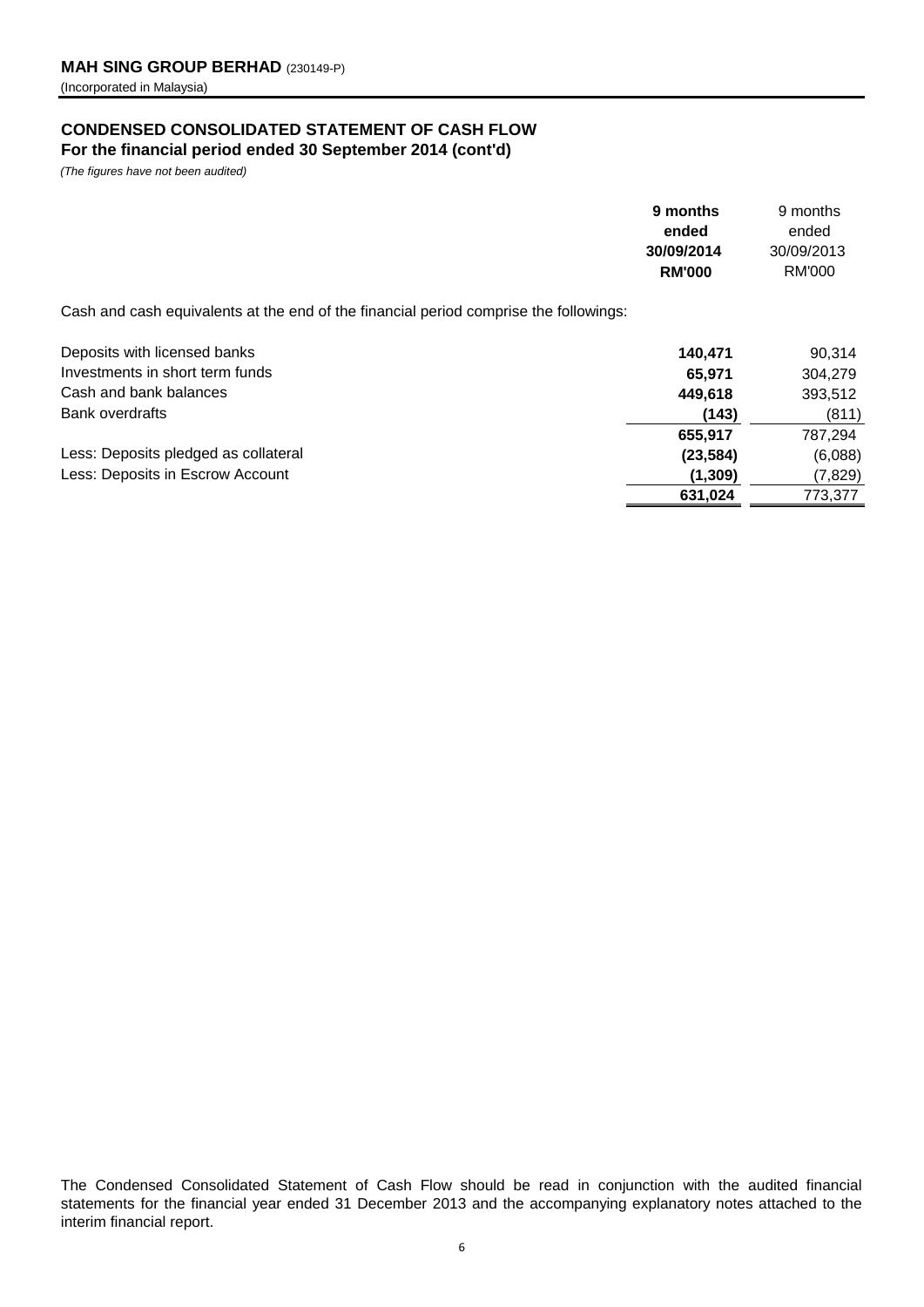**MAH SING GROUP BERHAD** (230149-P)
(Incorporated in Malaysia)

## CONDENSED CONSOLIDATED STATEMENT OF CASH FLOW
### For the financial period ended 30 September 2014 (cont'd)

*(The figures have not been audited)*

| | **9 months ended 30/09/2014 RM'000** | 9 months ended 30/09/2013 RM'000 |
|---|---|---|
| Cash and cash equivalents at the end of the financial period comprise the followings: | | |
| Deposits with licensed banks | **140,471** | 90,314 |
| Investments in short term funds | **65,971** | 304,279 |
| Cash and bank balances | **449,618** | 393,512 |
| Bank overdrafts | **(143)** | (811) |
| | **655,917** | 787,294 |
| Less: Deposits pledged as collateral | **(23,584)** | (6,088) |
| Less: Deposits in Escrow Account | **(1,309)** | (7,829) |
| | **631,024** | 773,377 |

The Condensed Consolidated Statement of Cash Flow should be read in conjunction with the audited financial statements for the financial year ended 31 December 2013 and the accompanying explanatory notes attached to the interim financial report.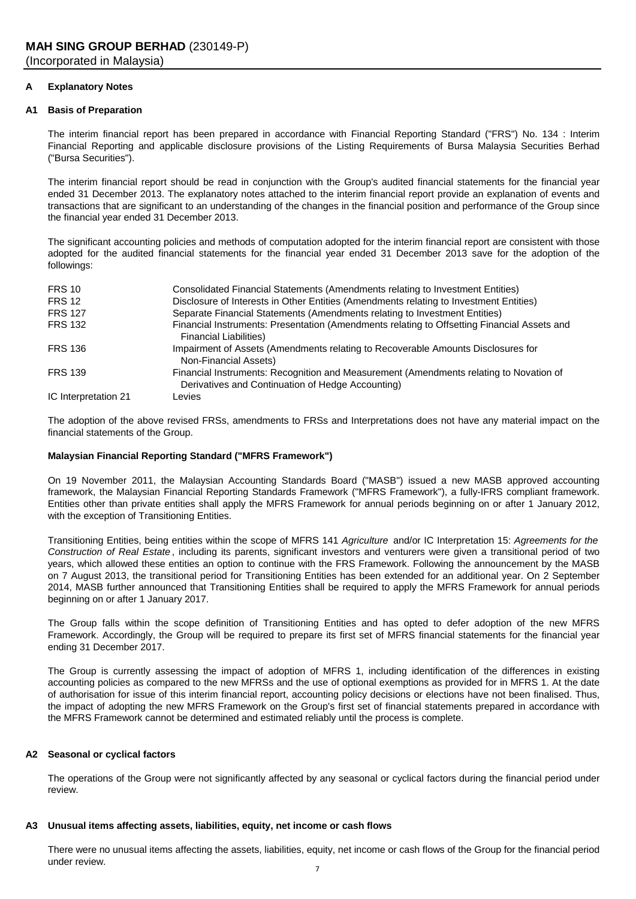**MAH SING GROUP BERHAD** (230149-P)
(Incorporated in Malaysia)

## A Explanatory Notes

### A1 Basis of Preparation

The interim financial report has been prepared in accordance with Financial Reporting Standard ("FRS") No. 134 : Interim Financial Reporting and applicable disclosure provisions of the Listing Requirements of Bursa Malaysia Securities Berhad ("Bursa Securities").

The interim financial report should be read in conjunction with the Group's audited financial statements for the financial year ended 31 December 2013. The explanatory notes attached to the interim financial report provide an explanation of events and transactions that are significant to an understanding of the changes in the financial position and performance of the Group since the financial year ended 31 December 2013.

The significant accounting policies and methods of computation adopted for the interim financial report are consistent with those adopted for the audited financial statements for the financial year ended 31 December 2013 save for the adoption of the followings:

| | |
|---|---|
| FRS 10 | Consolidated Financial Statements (Amendments relating to Investment Entities) |
| FRS 12 | Disclosure of Interests in Other Entities (Amendments relating to Investment Entities) |
| FRS 127 | Separate Financial Statements (Amendments relating to Investment Entities) |
| FRS 132 | Financial Instruments: Presentation (Amendments relating to Offsetting Financial Assets and Financial Liabilities) |
| FRS 136 | Impairment of Assets (Amendments relating to Recoverable Amounts Disclosures for Non-Financial Assets) |
| FRS 139 | Financial Instruments: Recognition and Measurement (Amendments relating to Novation of Derivatives and Continuation of Hedge Accounting) |
| IC Interpretation 21 | Levies |

The adoption of the above revised FRSs, amendments to FRSs and Interpretations does not have any material impact on the financial statements of the Group.

**Malaysian Financial Reporting Standard ("MFRS Framework")**

On 19 November 2011, the Malaysian Accounting Standards Board ("MASB") issued a new MASB approved accounting framework, the Malaysian Financial Reporting Standards Framework ("MFRS Framework"), a fully-IFRS compliant framework. Entities other than private entities shall apply the MFRS Framework for annual periods beginning on or after 1 January 2012, with the exception of Transitioning Entities.

Transitioning Entities, being entities within the scope of MFRS 141 *Agriculture* and/or IC Interpretation 15: *Agreements for the Construction of Real Estate*, including its parents, significant investors and venturers were given a transitional period of two years, which allowed these entities an option to continue with the FRS Framework. Following the announcement by the MASB on 7 August 2013, the transitional period for Transitioning Entities has been extended for an additional year. On 2 September 2014, MASB further announced that Transitioning Entities shall be required to apply the MFRS Framework for annual periods beginning on or after 1 January 2017.

The Group falls within the scope definition of Transitioning Entities and has opted to defer adoption of the new MFRS Framework. Accordingly, the Group will be required to prepare its first set of MFRS financial statements for the financial year ending 31 December 2017.

The Group is currently assessing the impact of adoption of MFRS 1, including identification of the differences in existing accounting policies as compared to the new MFRSs and the use of optional exemptions as provided for in MFRS 1. At the date of authorisation for issue of this interim financial report, accounting policy decisions or elections have not been finalised. Thus, the impact of adopting the new MFRS Framework on the Group's first set of financial statements prepared in accordance with the MFRS Framework cannot be determined and estimated reliably until the process is complete.

### A2 Seasonal or cyclical factors

The operations of the Group were not significantly affected by any seasonal or cyclical factors during the financial period under review.

### A3 Unusual items affecting assets, liabilities, equity, net income or cash flows

There were no unusual items affecting the assets, liabilities, equity, net income or cash flows of the Group for the financial period under review.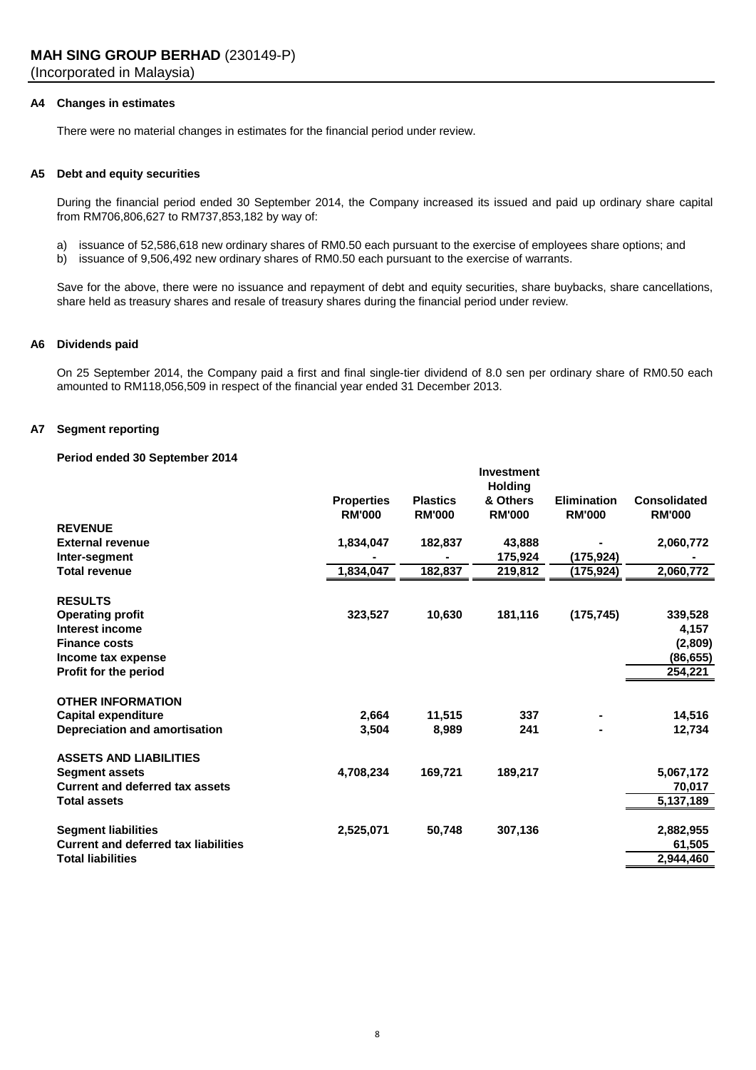**MAH SING GROUP BERHAD** (230149-P)
(Incorporated in Malaysia)

### A4 Changes in estimates

There were no material changes in estimates for the financial period under review.

### A5 Debt and equity securities

During the financial period ended 30 September 2014, the Company increased its issued and paid up ordinary share capital from RM706,806,627 to RM737,853,182 by way of:

a) issuance of 52,586,618 new ordinary shares of RM0.50 each pursuant to the exercise of employees share options; and
b) issuance of 9,506,492 new ordinary shares of RM0.50 each pursuant to the exercise of warrants.

Save for the above, there were no issuance and repayment of debt and equity securities, share buybacks, share cancellations, share held as treasury shares and resale of treasury shares during the financial period under review.

### A6 Dividends paid

On 25 September 2014, the Company paid a first and final single-tier dividend of 8.0 sen per ordinary share of RM0.50 each amounted to RM118,056,509 in respect of the financial year ended 31 December 2013.

### A7 Segment reporting

**Period ended 30 September 2014**

| | Properties RM'000 | Plastics RM'000 | Investment Holding & Others RM'000 | Elimination RM'000 | Consolidated RM'000 |
|---|---|---|---|---|---|
| **REVENUE** | | | | | |
| **External revenue** | 1,834,047 | 182,837 | 43,888 | - | 2,060,772 |
| **Inter-segment** | - | - | 175,924 | (175,924) | - |
| **Total revenue** | 1,834,047 | 182,837 | 219,812 | (175,924) | 2,060,772 |
| **RESULTS** | | | | | |
| **Operating profit** | 323,527 | 10,630 | 181,116 | (175,745) | 339,528 |
| **Interest income** | | | | | 4,157 |
| **Finance costs** | | | | | (2,809) |
| **Income tax expense** | | | | | (86,655) |
| **Profit for the period** | | | | | 254,221 |
| **OTHER INFORMATION** | | | | | |
| **Capital expenditure** | 2,664 | 11,515 | 337 | - | 14,516 |
| **Depreciation and amortisation** | 3,504 | 8,989 | 241 | - | 12,734 |
| **ASSETS AND LIABILITIES** | | | | | |
| **Segment assets** | 4,708,234 | 169,721 | 189,217 | | 5,067,172 |
| **Current and deferred tax assets** | | | | | 70,017 |
| **Total assets** | | | | | 5,137,189 |
| **Segment liabilities** | 2,525,071 | 50,748 | 307,136 | | 2,882,955 |
| **Current and deferred tax liabilities** | | | | | 61,505 |
| **Total liabilities** | | | | | 2,944,460 |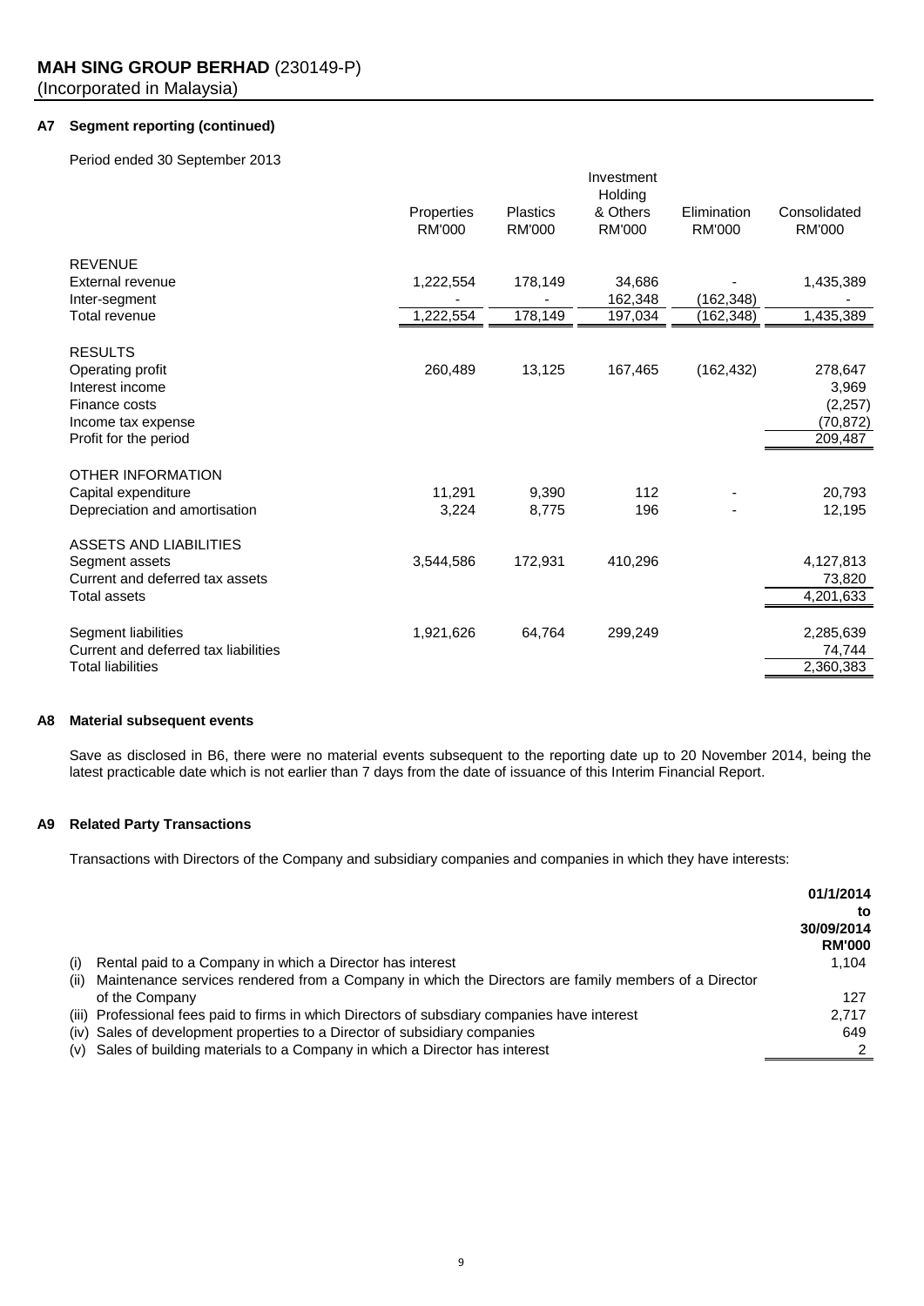MAH SING GROUP BERHAD (230149-P)
(Incorporated in Malaysia)

### A7 Segment reporting (continued)

Period ended 30 September 2013

| | Properties RM'000 | Plastics RM'000 | Investment Holding & Others RM'000 | Elimination RM'000 | Consolidated RM'000 |
|---|---|---|---|---|---|
| **REVENUE** | | | | | |
| External revenue | 1,222,554 | 178,149 | 34,686 | - | 1,435,389 |
| Inter-segment | - | - | 162,348 | (162,348) | - |
| Total revenue | 1,222,554 | 178,149 | 197,034 | (162,348) | 1,435,389 |
| **RESULTS** | | | | | |
| Operating profit | 260,489 | 13,125 | 167,465 | (162,432) | 278,647 |
| Interest income | | | | | 3,969 |
| Finance costs | | | | | (2,257) |
| Income tax expense | | | | | (70,872) |
| Profit for the period | | | | | 209,487 |
| **OTHER INFORMATION** | | | | | |
| Capital expenditure | 11,291 | 9,390 | 112 | - | 20,793 |
| Depreciation and amortisation | 3,224 | 8,775 | 196 | - | 12,195 |
| **ASSETS AND LIABILITIES** | | | | | |
| Segment assets | 3,544,586 | 172,931 | 410,296 | | 4,127,813 |
| Current and deferred tax assets | | | | | 73,820 |
| Total assets | | | | | 4,201,633 |
| Segment liabilities | 1,921,626 | 64,764 | 299,249 | | 2,285,639 |
| Current and deferred tax liabilities | | | | | 74,744 |
| Total liabilities | | | | | 2,360,383 |

### A8 Material subsequent events

Save as disclosed in B6, there were no material events subsequent to the reporting date up to 20 November 2014, being the latest practicable date which is not earlier than 7 days from the date of issuance of this Interim Financial Report.

### A9 Related Party Transactions

Transactions with Directors of the Company and subsidiary companies and companies in which they have interests:

| | **01/1/2014 to 30/09/2014 RM'000** |
|---|---|
| (i) Rental paid to a Company in which a Director has interest | 1,104 |
| (ii) Maintenance services rendered from a Company in which the Directors are family members of a Director of the Company | 127 |
| (iii) Professional fees paid to firms in which Directors of subsdiary companies have interest | 2,717 |
| (iv) Sales of development properties to a Director of subsidiary companies | 649 |
| (v) Sales of building materials to a Company in which a Director has interest | 2 |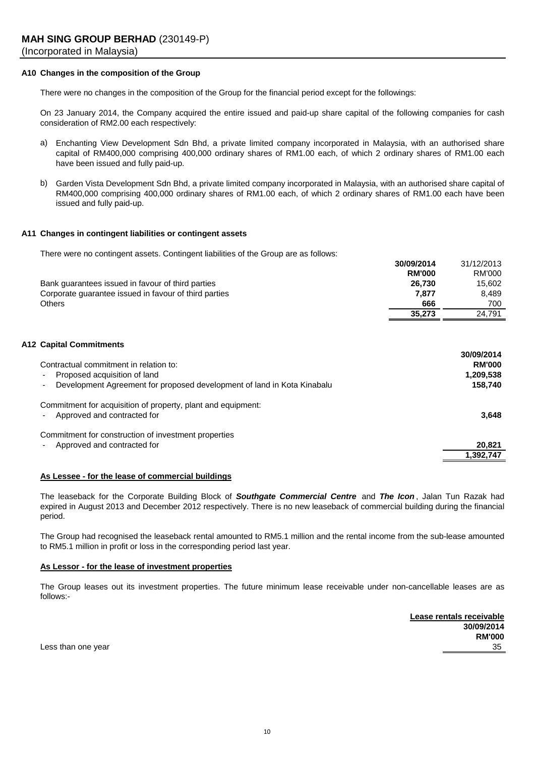**A10 Changes in the composition of the Group**

There were no changes in the composition of the Group for the financial period except for the followings:

On 23 January 2014, the Company acquired the entire issued and paid-up share capital of the following companies for cash consideration of RM2.00 each respectively:

a) Enchanting View Development Sdn Bhd, a private limited company incorporated in Malaysia, with an authorised share capital of RM400,000 comprising 400,000 ordinary shares of RM1.00 each, of which 2 ordinary shares of RM1.00 each have been issued and fully paid-up.

b) Garden Vista Development Sdn Bhd, a private limited company incorporated in Malaysia, with an authorised share capital of RM400,000 comprising 400,000 ordinary shares of RM1.00 each, of which 2 ordinary shares of RM1.00 each have been issued and fully paid-up.

**A11 Changes in contingent liabilities or contingent assets**

There were no contingent assets. Contingent liabilities of the Group are as follows:

| | **30/09/2014** | 31/12/2013 |
|---|---|---|
| | **RM'000** | RM'000 |
| Bank guarantees issued in favour of third parties | **26,730** | 15,602 |
| Corporate guarantee issued in favour of third parties | **7,877** | 8,489 |
| Others | **666** | 700 |
| | **35,273** | 24,791 |

**A12 Capital Commitments**

| | **30/09/2014** |
|---|---|
| Contractual commitment in relation to: | **RM'000** |
| - Proposed acquisition of land | **1,209,538** |
| - Development Agreement for proposed development of land in Kota Kinabalu | **158,740** |
| Commitment for acquisition of property, plant and equipment: | |
| - Approved and contracted for | **3,648** |
| Commitment for construction of investment properties | |
| - Approved and contracted for | **20,821** |
| | **1,392,747** |

**As Lessee - for the lease of commercial buildings**

The leaseback for the Corporate Building Block of ***Southgate Commercial Centre*** and ***The Icon***, Jalan Tun Razak had expired in August 2013 and December 2012 respectively. There is no new leaseback of commercial building during the financial period.

The Group had recognised the leaseback rental amounted to RM5.1 million and the rental income from the sub-lease amounted to RM5.1 million in profit or loss in the corresponding period last year.

**As Lessor - for the lease of investment properties**

The Group leases out its investment properties. The future minimum lease receivable under non-cancellable leases are as follows:-

| | **Lease rentals receivable** |
|---|---|
| | **30/09/2014** |
| | **RM'000** |
| Less than one year | 35 |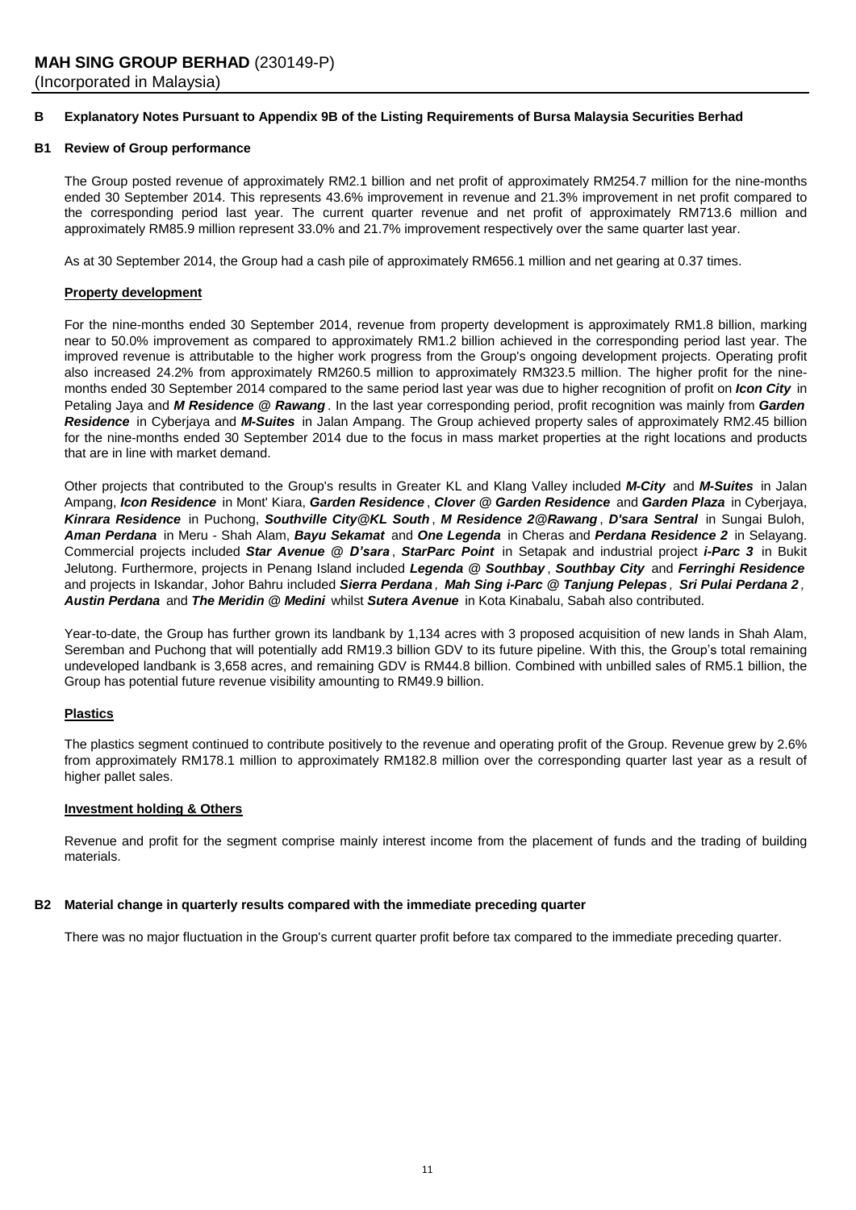**MAH SING GROUP BERHAD** (230149-P)
(Incorporated in Malaysia)

## B Explanatory Notes Pursuant to Appendix 9B of the Listing Requirements of Bursa Malaysia Securities Berhad

### B1 Review of Group performance

The Group posted revenue of approximately RM2.1 billion and net profit of approximately RM254.7 million for the nine-months ended 30 September 2014. This represents 43.6% improvement in revenue and 21.3% improvement in net profit compared to the corresponding period last year. The current quarter revenue and net profit of approximately RM713.6 million and approximately RM85.9 million represent 33.0% and 21.7% improvement respectively over the same quarter last year.

As at 30 September 2014, the Group had a cash pile of approximately RM656.1 million and net gearing at 0.37 times.

**Property development**

For the nine-months ended 30 September 2014, revenue from property development is approximately RM1.8 billion, marking near to 50.0% improvement as compared to approximately RM1.2 billion achieved in the corresponding period last year. The improved revenue is attributable to the higher work progress from the Group's ongoing development projects. Operating profit also increased 24.2% from approximately RM260.5 million to approximately RM323.5 million. The higher profit for the nine-months ended 30 September 2014 compared to the same period last year was due to higher recognition of profit on ***Icon City*** in Petaling Jaya and ***M Residence @ Rawang***. In the last year corresponding period, profit recognition was mainly from ***Garden Residence*** in Cyberjaya and ***M-Suites*** in Jalan Ampang. The Group achieved property sales of approximately RM2.45 billion for the nine-months ended 30 September 2014 due to the focus in mass market properties at the right locations and products that are in line with market demand.

Other projects that contributed to the Group's results in Greater KL and Klang Valley included ***M-City*** and ***M-Suites*** in Jalan Ampang, ***Icon Residence*** in Mont' Kiara, ***Garden Residence***, ***Clover @ Garden Residence*** and ***Garden Plaza*** in Cyberjaya, ***Kinrara Residence*** in Puchong, ***Southville City@KL South***, ***M Residence 2@Rawang***, ***D'sara Sentral*** in Sungai Buloh, ***Aman Perdana*** in Meru - Shah Alam, ***Bayu Sekamat*** and ***One Legenda*** in Cheras and ***Perdana Residence 2*** in Selayang. Commercial projects included ***Star Avenue @ D'sara***, ***StarParc Point*** in Setapak and industrial project ***i-Parc 3*** in Bukit Jelutong. Furthermore, projects in Penang Island included ***Legenda @ Southbay***, ***Southbay City*** and ***Ferringhi Residence*** and projects in Iskandar, Johor Bahru included ***Sierra Perdana***, ***Mah Sing i-Parc @ Tanjung Pelepas***, ***Sri Pulai Perdana 2***, ***Austin Perdana*** and ***The Meridin @ Medini*** whilst ***Sutera Avenue*** in Kota Kinabalu, Sabah also contributed.

Year-to-date, the Group has further grown its landbank by 1,134 acres with 3 proposed acquisition of new lands in Shah Alam, Seremban and Puchong that will potentially add RM19.3 billion GDV to its future pipeline. With this, the Group's total remaining undeveloped landbank is 3,658 acres, and remaining GDV is RM44.8 billion. Combined with unbilled sales of RM5.1 billion, the Group has potential future revenue visibility amounting to RM49.9 billion.

**Plastics**

The plastics segment continued to contribute positively to the revenue and operating profit of the Group. Revenue grew by 2.6% from approximately RM178.1 million to approximately RM182.8 million over the corresponding quarter last year as a result of higher pallet sales.

**Investment holding & Others**

Revenue and profit for the segment comprise mainly interest income from the placement of funds and the trading of building materials.

### B2 Material change in quarterly results compared with the immediate preceding quarter

There was no major fluctuation in the Group's current quarter profit before tax compared to the immediate preceding quarter.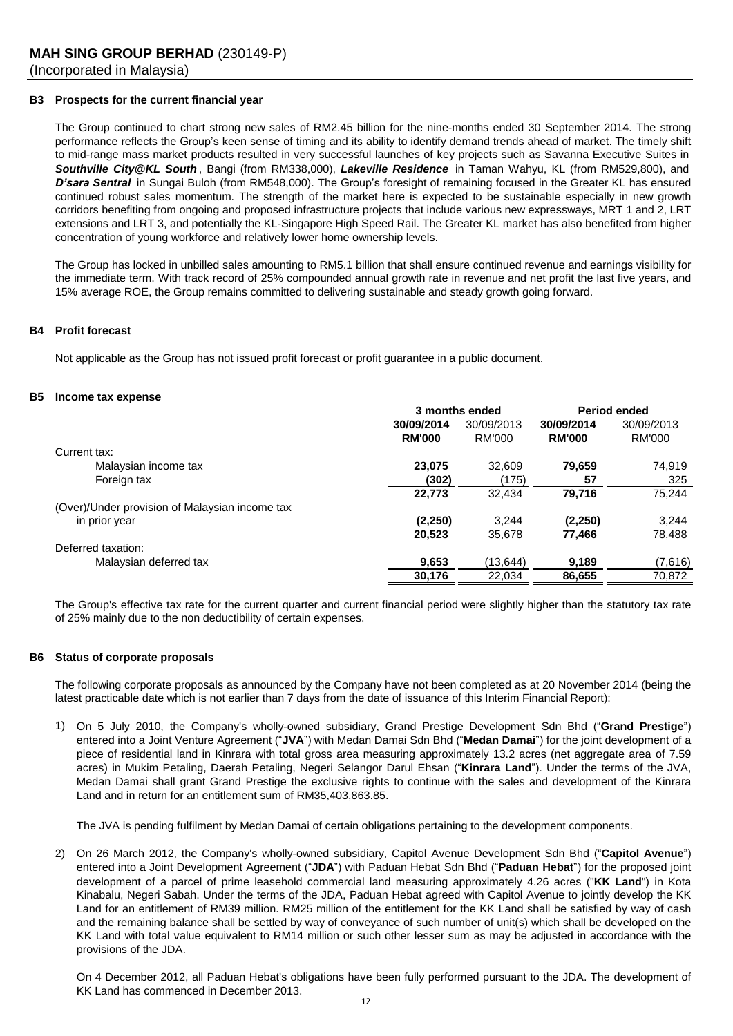### B3 Prospects for the current financial year

The Group continued to chart strong new sales of RM2.45 billion for the nine-months ended 30 September 2014. The strong performance reflects the Group's keen sense of timing and its ability to identify demand trends ahead of market. The timely shift to mid-range mass market products resulted in very successful launches of key projects such as Savanna Executive Suites in ***Southville City@KL South***, Bangi (from RM338,000), ***Lakeville Residence*** in Taman Wahyu, KL (from RM529,800), and ***D'sara Sentral*** in Sungai Buloh (from RM548,000). The Group's foresight of remaining focused in the Greater KL has ensured continued robust sales momentum. The strength of the market here is expected to be sustainable especially in new growth corridors benefiting from ongoing and proposed infrastructure projects that include various new expressways, MRT 1 and 2, LRT extensions and LRT 3, and potentially the KL-Singapore High Speed Rail. The Greater KL market has also benefited from higher concentration of young workforce and relatively lower home ownership levels.

The Group has locked in unbilled sales amounting to RM5.1 billion that shall ensure continued revenue and earnings visibility for the immediate term. With track record of 25% compounded annual growth rate in revenue and net profit the last five years, and 15% average ROE, the Group remains committed to delivering sustainable and steady growth going forward.

### B4 Profit forecast

Not applicable as the Group has not issued profit forecast or profit guarantee in a public document.

### B5 Income tax expense

| | 3 months ended | | Period ended | |
|---|---|---|---|---|
| | **30/09/2014** | 30/09/2013 | **30/09/2014** | 30/09/2013 |
| | **RM'000** | RM'000 | **RM'000** | RM'000 |
| Current tax: | | | | |
| Malaysian income tax | **23,075** | 32,609 | **79,659** | 74,919 |
| Foreign tax | **(302)** | (175) | **57** | 325 |
| | **22,773** | 32,434 | **79,716** | 75,244 |
| (Over)/Under provision of Malaysian income tax in prior year | **(2,250)** | 3,244 | **(2,250)** | 3,244 |
| | **20,523** | 35,678 | **77,466** | 78,488 |
| Deferred taxation: | | | | |
| Malaysian deferred tax | **9,653** | (13,644) | **9,189** | (7,616) |
| | **30,176** | 22,034 | **86,655** | 70,872 |

The Group's effective tax rate for the current quarter and current financial period were slightly higher than the statutory tax rate of 25% mainly due to the non deductibility of certain expenses.

### B6 Status of corporate proposals

The following corporate proposals as announced by the Company have not been completed as at 20 November 2014 (being the latest practicable date which is not earlier than 7 days from the date of issuance of this Interim Financial Report):

1) On 5 July 2010, the Company's wholly-owned subsidiary, Grand Prestige Development Sdn Bhd ("**Grand Prestige**") entered into a Joint Venture Agreement ("**JVA**") with Medan Damai Sdn Bhd ("**Medan Damai**") for the joint development of a piece of residential land in Kinrara with total gross area measuring approximately 13.2 acres (net aggregate area of 7.59 acres) in Mukim Petaling, Daerah Petaling, Negeri Selangor Darul Ehsan ("**Kinrara Land**"). Under the terms of the JVA, Medan Damai shall grant Grand Prestige the exclusive rights to continue with the sales and development of the Kinrara Land and in return for an entitlement sum of RM35,403,863.85.

   The JVA is pending fulfilment by Medan Damai of certain obligations pertaining to the development components.

2) On 26 March 2012, the Company's wholly-owned subsidiary, Capitol Avenue Development Sdn Bhd ("**Capitol Avenue**") entered into a Joint Development Agreement ("**JDA**") with Paduan Hebat Sdn Bhd ("**Paduan Hebat**") for the proposed joint development of a parcel of prime leasehold commercial land measuring approximately 4.26 acres ("**KK Land**") in Kota Kinabalu, Negeri Sabah. Under the terms of the JDA, Paduan Hebat agreed with Capitol Avenue to jointly develop the KK Land for an entitlement of RM39 million. RM25 million of the entitlement for the KK Land shall be satisfied by way of cash and the remaining balance shall be settled by way of conveyance of such number of unit(s) which shall be developed on the KK Land with total value equivalent to RM14 million or such other lesser sum as may be adjusted in accordance with the provisions of the JDA.

   On 4 December 2012, all Paduan Hebat's obligations have been fully performed pursuant to the JDA. The development of KK Land has commenced in December 2013.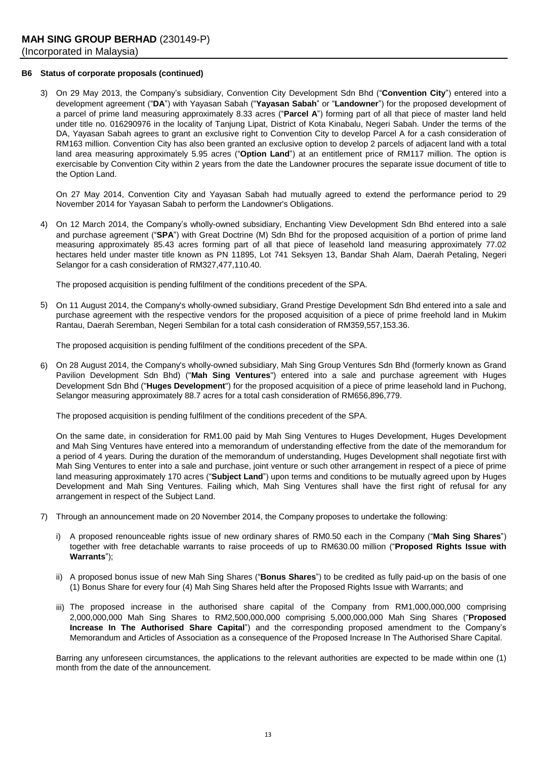### B6 Status of corporate proposals (continued)

3) On 29 May 2013, the Company's subsidiary, Convention City Development Sdn Bhd ("**Convention City**") entered into a development agreement ("**DA**") with Yayasan Sabah ("**Yayasan Sabah**" or "**Landowner**") for the proposed development of a parcel of prime land measuring approximately 8.33 acres ("**Parcel A**") forming part of all that piece of master land held under title no. 016290976 in the locality of Tanjung Lipat, District of Kota Kinabalu, Negeri Sabah. Under the terms of the DA, Yayasan Sabah agrees to grant an exclusive right to Convention City to develop Parcel A for a cash consideration of RM163 million. Convention City has also been granted an exclusive option to develop 2 parcels of adjacent land with a total land area measuring approximately 5.95 acres ("**Option Land**") at an entitlement price of RM117 million. The option is exercisable by Convention City within 2 years from the date the Landowner procures the separate issue document of title to the Option Land.

   On 27 May 2014, Convention City and Yayasan Sabah had mutually agreed to extend the performance period to 29 November 2014 for Yayasan Sabah to perform the Landowner's Obligations.

4) On 12 March 2014, the Company's wholly-owned subsidiary, Enchanting View Development Sdn Bhd entered into a sale and purchase agreement ("**SPA**") with Great Doctrine (M) Sdn Bhd for the proposed acquisition of a portion of prime land measuring approximately 85.43 acres forming part of all that piece of leasehold land measuring approximately 77.02 hectares held under master title known as PN 11895, Lot 741 Seksyen 13, Bandar Shah Alam, Daerah Petaling, Negeri Selangor for a cash consideration of RM327,477,110.40.

   The proposed acquisition is pending fulfilment of the conditions precedent of the SPA.

5) On 11 August 2014, the Company's wholly-owned subsidiary, Grand Prestige Development Sdn Bhd entered into a sale and purchase agreement with the respective vendors for the proposed acquisition of a piece of prime freehold land in Mukim Rantau, Daerah Seremban, Negeri Sembilan for a total cash consideration of RM359,557,153.36.

   The proposed acquisition is pending fulfilment of the conditions precedent of the SPA.

6) On 28 August 2014, the Company's wholly-owned subsidiary, Mah Sing Group Ventures Sdn Bhd (formerly known as Grand Pavilion Development Sdn Bhd) ("**Mah Sing Ventures**") entered into a sale and purchase agreement with Huges Development Sdn Bhd ("**Huges Development**") for the proposed acquisition of a piece of prime leasehold land in Puchong, Selangor measuring approximately 88.7 acres for a total cash consideration of RM656,896,779.

   The proposed acquisition is pending fulfilment of the conditions precedent of the SPA.

   On the same date, in consideration for RM1.00 paid by Mah Sing Ventures to Huges Development, Huges Development and Mah Sing Ventures have entered into a memorandum of understanding effective from the date of the memorandum for a period of 4 years. During the duration of the memorandum of understanding, Huges Development shall negotiate first with Mah Sing Ventures to enter into a sale and purchase, joint venture or such other arrangement in respect of a piece of prime land measuring approximately 170 acres ("**Subject Land**") upon terms and conditions to be mutually agreed upon by Huges Development and Mah Sing Ventures. Failing which, Mah Sing Ventures shall have the first right of refusal for any arrangement in respect of the Subject Land.

7) Through an announcement made on 20 November 2014, the Company proposes to undertake the following:

   i) A proposed renounceable rights issue of new ordinary shares of RM0.50 each in the Company ("**Mah Sing Shares**") together with free detachable warrants to raise proceeds of up to RM630.00 million ("**Proposed Rights Issue with Warrants**");

   ii) A proposed bonus issue of new Mah Sing Shares ("**Bonus Shares**") to be credited as fully paid-up on the basis of one (1) Bonus Share for every four (4) Mah Sing Shares held after the Proposed Rights Issue with Warrants; and

   iii) The proposed increase in the authorised share capital of the Company from RM1,000,000,000 comprising 2,000,000,000 Mah Sing Shares to RM2,500,000,000 comprising 5,000,000,000 Mah Sing Shares ("**Proposed Increase In The Authorised Share Capital**") and the corresponding proposed amendment to the Company's Memorandum and Articles of Association as a consequence of the Proposed Increase In The Authorised Share Capital.

   Barring any unforeseen circumstances, the applications to the relevant authorities are expected to be made within one (1) month from the date of the announcement.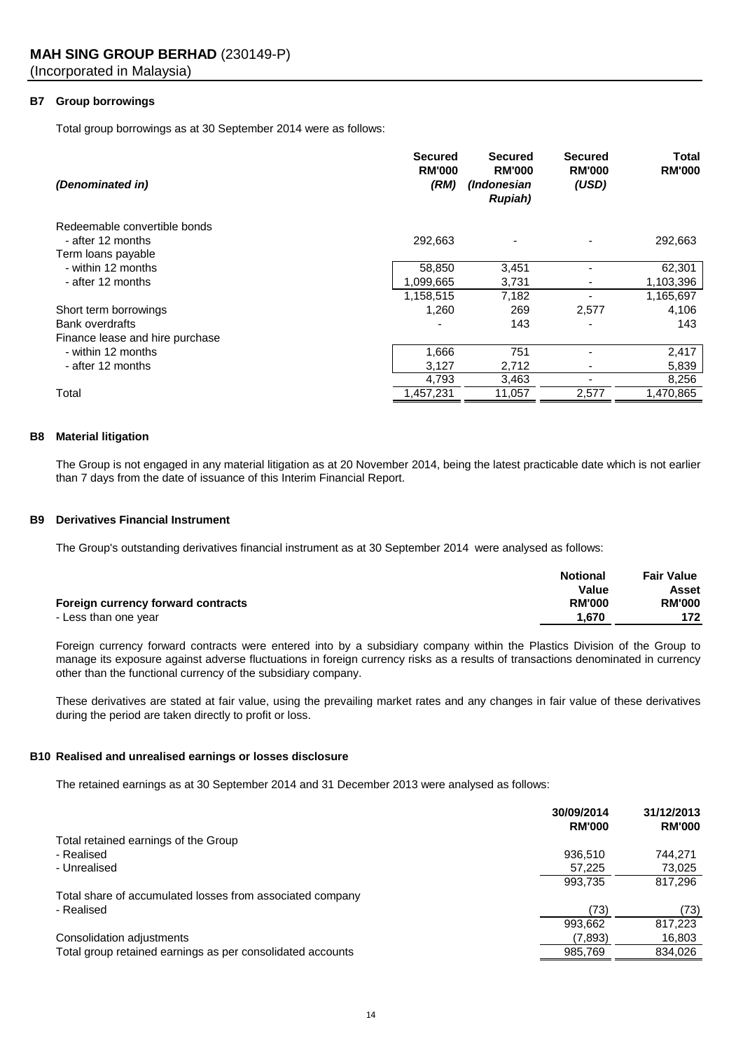**MAH SING GROUP BERHAD** (230149-P)
(Incorporated in Malaysia)

### B7 Group borrowings

Total group borrowings as at 30 September 2014 were as follows:

| *(Denominated in)* | Secured RM'000 *(RM)* | Secured RM'000 *(Indonesian Rupiah)* | Secured RM'000 *(USD)* | Total RM'000 |
|---|---|---|---|---|
| Redeemable convertible bonds | | | | |
| - after 12 months | 292,663 | - | - | 292,663 |
| Term loans payable | | | | |
| - within 12 months | 58,850 | 3,451 | - | 62,301 |
| - after 12 months | 1,099,665 | 3,731 | - | 1,103,396 |
| | 1,158,515 | 7,182 | - | 1,165,697 |
| Short term borrowings | 1,260 | 269 | 2,577 | 4,106 |
| Bank overdrafts | - | 143 | - | 143 |
| Finance lease and hire purchase | | | | |
| - within 12 months | 1,666 | 751 | - | 2,417 |
| - after 12 months | 3,127 | 2,712 | - | 5,839 |
| | 4,793 | 3,463 | - | 8,256 |
| Total | 1,457,231 | 11,057 | 2,577 | 1,470,865 |

### B8 Material litigation

The Group is not engaged in any material litigation as at 20 November 2014, being the latest practicable date which is not earlier than 7 days from the date of issuance of this Interim Financial Report.

### B9 Derivatives Financial Instrument

The Group's outstanding derivatives financial instrument as at 30 September 2014 were analysed as follows:

| **Foreign currency forward contracts** | Notional Value RM'000 | Fair Value Asset RM'000 |
|---|---|---|
| - Less than one year | 1,670 | 172 |

Foreign currency forward contracts were entered into by a subsidiary company within the Plastics Division of the Group to manage its exposure against adverse fluctuations in foreign currency risks as a results of transactions denominated in currency other than the functional currency of the subsidiary company.

These derivatives are stated at fair value, using the prevailing market rates and any changes in fair value of these derivatives during the period are taken directly to profit or loss.

### B10 Realised and unrealised earnings or losses disclosure

The retained earnings as at 30 September 2014 and 31 December 2013 were analysed as follows:

| | 30/09/2014 RM'000 | 31/12/2013 RM'000 |
|---|---|---|
| Total retained earnings of the Group | | |
| - Realised | 936,510 | 744,271 |
| - Unrealised | 57,225 | 73,025 |
| | 993,735 | 817,296 |
| Total share of accumulated losses from associated company | | |
| - Realised | (73) | (73) |
| | 993,662 | 817,223 |
| Consolidation adjustments | (7,893) | 16,803 |
| Total group retained earnings as per consolidated accounts | 985,769 | 834,026 |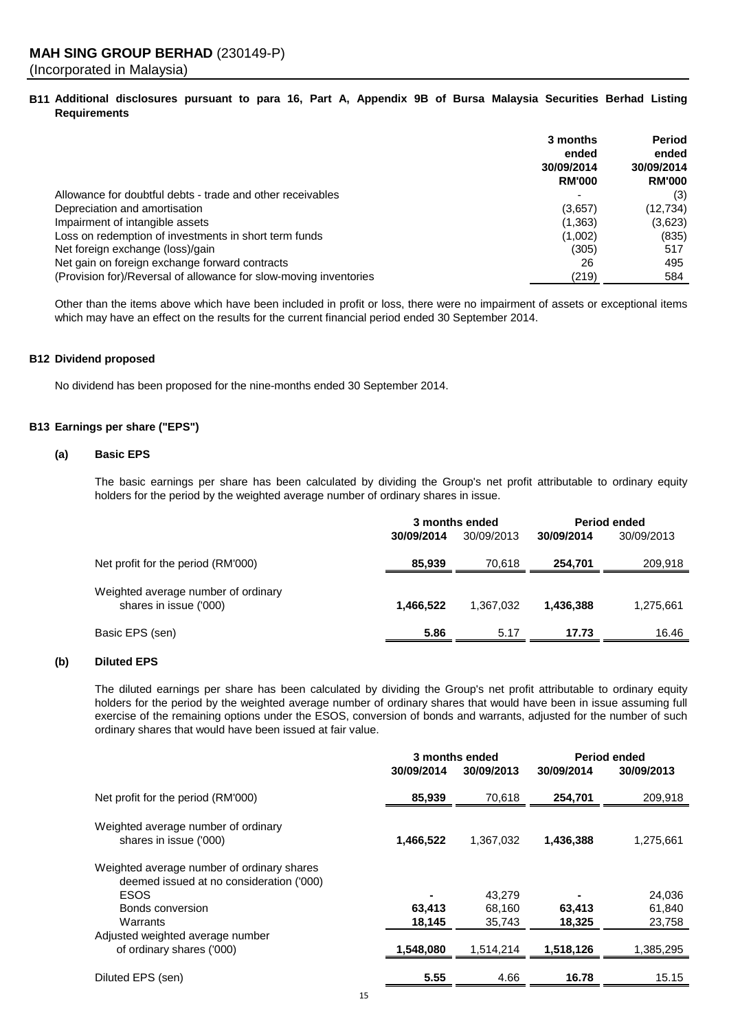**MAH SING GROUP BERHAD** (230149-P)
(Incorporated in Malaysia)

## B11 Additional disclosures pursuant to para 16, Part A, Appendix 9B of Bursa Malaysia Securities Berhad Listing Requirements

| | 3 months ended 30/09/2014 RM'000 | Period ended 30/09/2014 RM'000 |
|---|---|---|
| Allowance for doubtful debts - trade and other receivables | - | (3) |
| Depreciation and amortisation | (3,657) | (12,734) |
| Impairment of intangible assets | (1,363) | (3,623) |
| Loss on redemption of investments in short term funds | (1,002) | (835) |
| Net foreign exchange (loss)/gain | (305) | 517 |
| Net gain on foreign exchange forward contracts | 26 | 495 |
| (Provision for)/Reversal of allowance for slow-moving inventories | (219) | 584 |

Other than the items above which have been included in profit or loss, there were no impairment of assets or exceptional items which may have an effect on the results for the current financial period ended 30 September 2014.

## B12 Dividend proposed

No dividend has been proposed for the nine-months ended 30 September 2014.

## B13 Earnings per share ("EPS")

### (a) Basic EPS

The basic earnings per share has been calculated by dividing the Group's net profit attributable to ordinary equity holders for the period by the weighted average number of ordinary shares in issue.

| | 3 months ended | | Period ended | |
|---|---|---|---|---|
| | **30/09/2014** | 30/09/2013 | **30/09/2014** | 30/09/2013 |
| Net profit for the period (RM'000) | **85,939** | 70,618 | **254,701** | 209,918 |
| Weighted average number of ordinary shares in issue ('000) | **1,466,522** | 1,367,032 | **1,436,388** | 1,275,661 |
| Basic EPS (sen) | **5.86** | 5.17 | **17.73** | 16.46 |

### (b) Diluted EPS

The diluted earnings per share has been calculated by dividing the Group's net profit attributable to ordinary equity holders for the period by the weighted average number of ordinary shares that would have been in issue assuming full exercise of the remaining options under the ESOS, conversion of bonds and warrants, adjusted for the number of such ordinary shares that would have been issued at fair value.

| | 3 months ended | | Period ended | |
|---|---|---|---|---|
| | **30/09/2014** | **30/09/2013** | **30/09/2014** | **30/09/2013** |
| Net profit for the period (RM'000) | **85,939** | 70,618 | **254,701** | 209,918 |
| Weighted average number of ordinary shares in issue ('000) | **1,466,522** | 1,367,032 | **1,436,388** | 1,275,661 |
| Weighted average number of ordinary shares deemed issued at no consideration ('000) | | | | |
| ESOS | **-** | 43,279 | **-** | 24,036 |
| Bonds conversion | **63,413** | 68,160 | **63,413** | 61,840 |
| Warrants | **18,145** | 35,743 | **18,325** | 23,758 |
| Adjusted weighted average number of ordinary shares ('000) | **1,548,080** | 1,514,214 | **1,518,126** | 1,385,295 |
| Diluted EPS (sen) | **5.55** | 4.66 | **16.78** | 15.15 |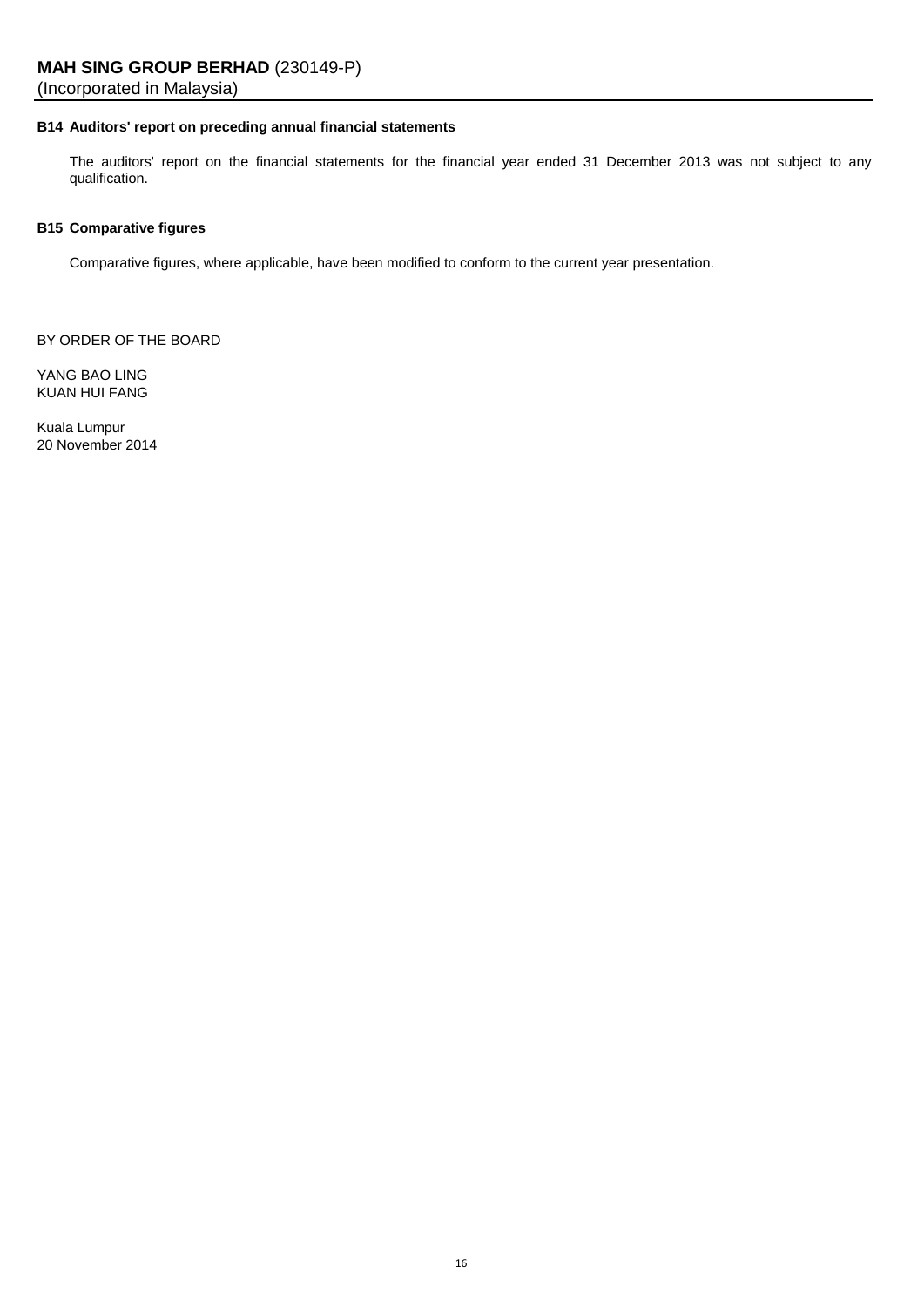**B14 Auditors' report on preceding annual financial statements**

The auditors' report on the financial statements for the financial year ended 31 December 2013 was not subject to any qualification.

**B15 Comparative figures**

Comparative figures, where applicable, have been modified to conform to the current year presentation.

BY ORDER OF THE BOARD

YANG BAO LING
KUAN HUI FANG

Kuala Lumpur
20 November 2014